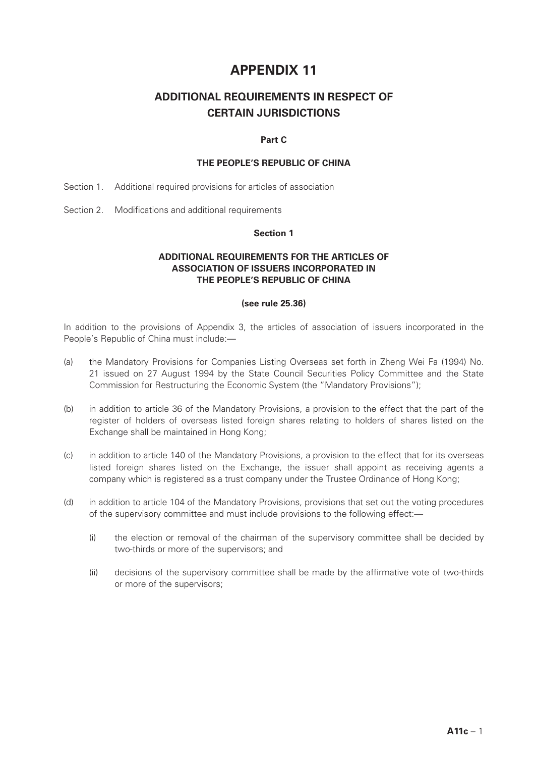# APPENDIX 11

## ADDITIONAL REQUIREMENTS IN RESPECT OF CERTAIN JURISDICTIONS

**Part C**

**THE PEOPLE'S REPUBLIC OF CHINA**

Section 1. Additional required provisions for articles of association

Section 2. Modifications and additional requirements

### Section 1

### ADDITIONAL REQUIREMENTS FOR THE ARTICLES OF ASSOCIATION OF ISSUERS INCORPORATED IN THE PEOPLE'S REPUBLIC OF CHINA

**(see rule 25.36)**

In addition to the provisions of Appendix 3, the articles of association of issuers incorporated in the People's Republic of China must include:—

(a) the Mandatory Provisions for Companies Listing Overseas set forth in Zheng Wei Fa (1994) No. 21 issued on 27 August 1994 by the State Council Securities Policy Committee and the State Commission for Restructuring the Economic System (the "Mandatory Provisions");

(b) in addition to article 36 of the Mandatory Provisions, a provision to the effect that the part of the register of holders of overseas listed foreign shares relating to holders of shares listed on the Exchange shall be maintained in Hong Kong;

(c) in addition to article 140 of the Mandatory Provisions, a provision to the effect that for its overseas listed foreign shares listed on the Exchange, the issuer shall appoint as receiving agents a company which is registered as a trust company under the Trustee Ordinance of Hong Kong;

(d) in addition to article 104 of the Mandatory Provisions, provisions that set out the voting procedures of the supervisory committee and must include provisions to the following effect:—

   (i) the election or removal of the chairman of the supervisory committee shall be decided by two-thirds or more of the supervisors; and

   (ii) decisions of the supervisory committee shall be made by the affirmative vote of two-thirds or more of the supervisors;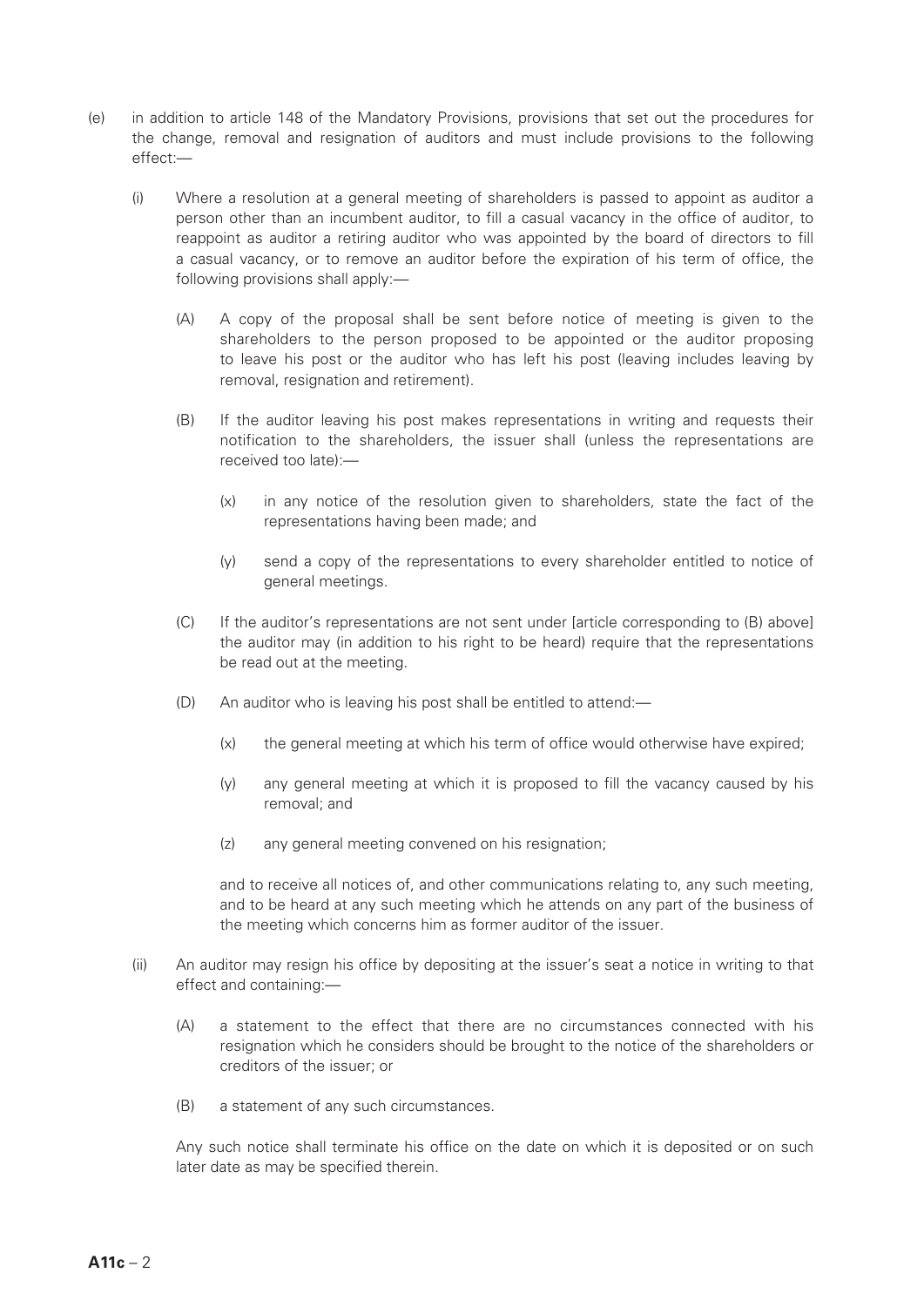(e) in addition to article 148 of the Mandatory Provisions, provisions that set out the procedures for the change, removal and resignation of auditors and must include provisions to the following effect:—

  (i) Where a resolution at a general meeting of shareholders is passed to appoint as auditor a person other than an incumbent auditor, to fill a casual vacancy in the office of auditor, to reappoint as auditor a retiring auditor who was appointed by the board of directors to fill a casual vacancy, or to remove an auditor before the expiration of his term of office, the following provisions shall apply:—

    (A) A copy of the proposal shall be sent before notice of meeting is given to the shareholders to the person proposed to be appointed or the auditor proposing to leave his post or the auditor who has left his post (leaving includes leaving by removal, resignation and retirement).

    (B) If the auditor leaving his post makes representations in writing and requests their notification to the shareholders, the issuer shall (unless the representations are received too late):—

      (x) in any notice of the resolution given to shareholders, state the fact of the representations having been made; and

      (y) send a copy of the representations to every shareholder entitled to notice of general meetings.

    (C) If the auditor's representations are not sent under [article corresponding to (B) above] the auditor may (in addition to his right to be heard) require that the representations be read out at the meeting.

    (D) An auditor who is leaving his post shall be entitled to attend:—

      (x) the general meeting at which his term of office would otherwise have expired;

      (y) any general meeting at which it is proposed to fill the vacancy caused by his removal; and

      (z) any general meeting convened on his resignation;

    and to receive all notices of, and other communications relating to, any such meeting, and to be heard at any such meeting which he attends on any part of the business of the meeting which concerns him as former auditor of the issuer.

  (ii) An auditor may resign his office by depositing at the issuer's seat a notice in writing to that effect and containing:—

    (A) a statement to the effect that there are no circumstances connected with his resignation which he considers should be brought to the notice of the shareholders or creditors of the issuer; or

    (B) a statement of any such circumstances.

  Any such notice shall terminate his office on the date on which it is deposited or on such later date as may be specified therein.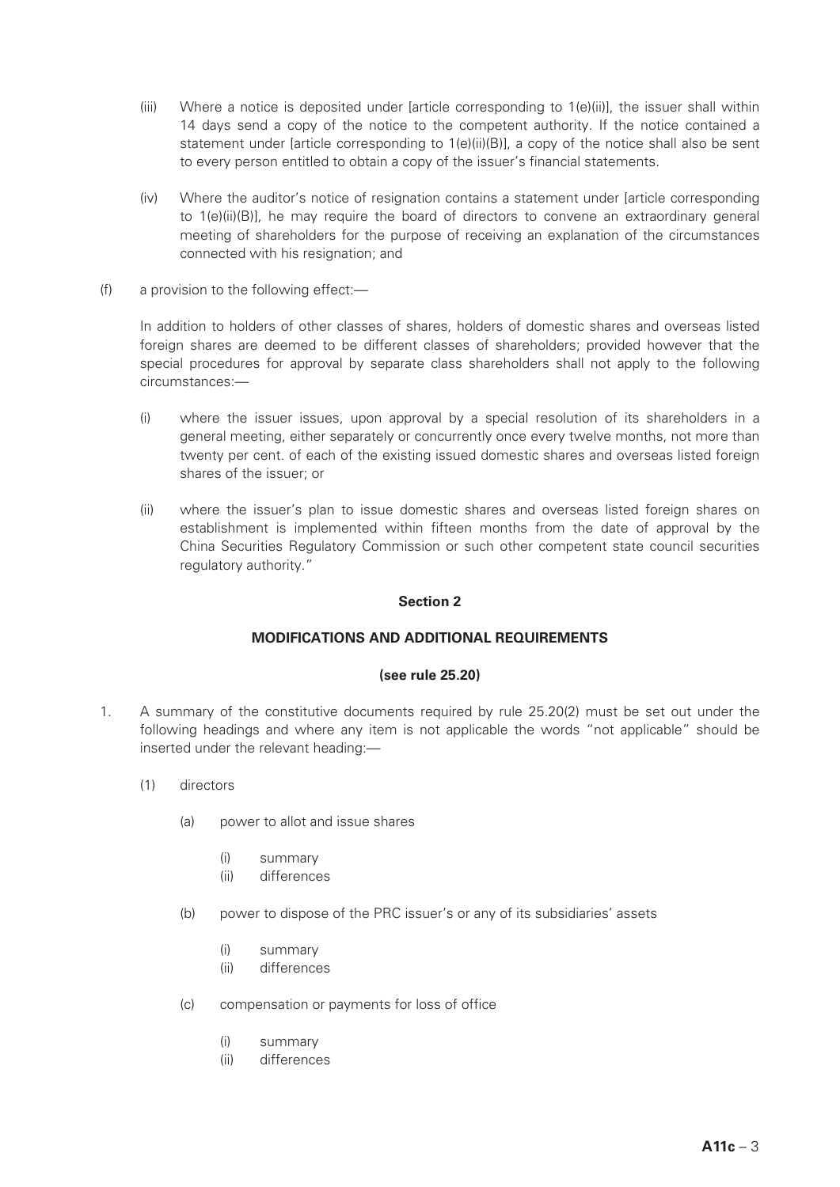(iii) Where a notice is deposited under [article corresponding to 1(e)(ii)], the issuer shall within 14 days send a copy of the notice to the competent authority. If the notice contained a statement under [article corresponding to 1(e)(ii)(B)], a copy of the notice shall also be sent to every person entitled to obtain a copy of the issuer's financial statements.

(iv) Where the auditor's notice of resignation contains a statement under [article corresponding to 1(e)(ii)(B)], he may require the board of directors to convene an extraordinary general meeting of shareholders for the purpose of receiving an explanation of the circumstances connected with his resignation; and

(f) a provision to the following effect:—

In addition to holders of other classes of shares, holders of domestic shares and overseas listed foreign shares are deemed to be different classes of shareholders; provided however that the special procedures for approval by separate class shareholders shall not apply to the following circumstances:—

(i) where the issuer issues, upon approval by a special resolution of its shareholders in a general meeting, either separately or concurrently once every twelve months, not more than twenty per cent. of each of the existing issued domestic shares and overseas listed foreign shares of the issuer; or

(ii) where the issuer's plan to issue domestic shares and overseas listed foreign shares on establishment is implemented within fifteen months from the date of approval by the China Securities Regulatory Commission or such other competent state council securities regulatory authority."

## Section 2

## MODIFICATIONS AND ADDITIONAL REQUIREMENTS

**(see rule 25.20)**

1. A summary of the constitutive documents required by rule 25.20(2) must be set out under the following headings and where any item is not applicable the words "not applicable" should be inserted under the relevant heading:—

   (1) directors

   (a) power to allot and issue shares

   (i) summary
   (ii) differences

   (b) power to dispose of the PRC issuer's or any of its subsidiaries' assets

   (i) summary
   (ii) differences

   (c) compensation or payments for loss of office

   (i) summary
   (ii) differences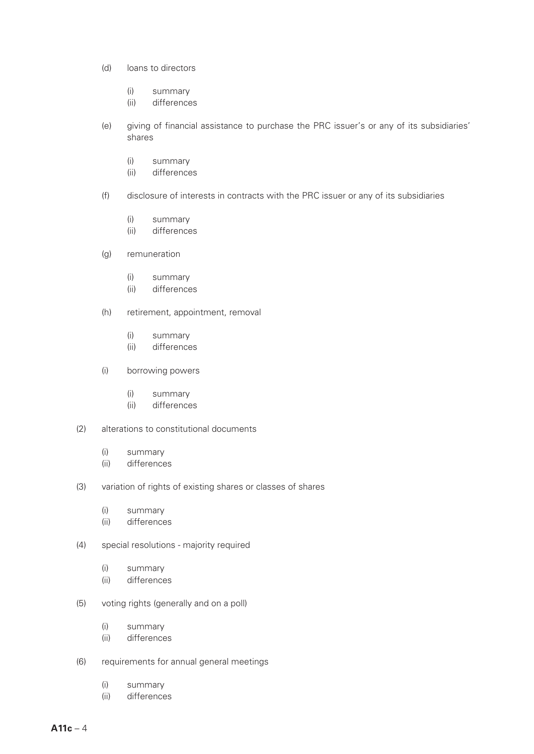(d) loans to directors

  (i) summary
  (ii) differences

(e) giving of financial assistance to purchase the PRC issuer's or any of its subsidiaries' shares

  (i) summary
  (ii) differences

(f) disclosure of interests in contracts with the PRC issuer or any of its subsidiaries

  (i) summary
  (ii) differences

(g) remuneration

  (i) summary
  (ii) differences

(h) retirement, appointment, removal

  (i) summary
  (ii) differences

(i) borrowing powers

  (i) summary
  (ii) differences

(2) alterations to constitutional documents

  (i) summary
  (ii) differences

(3) variation of rights of existing shares or classes of shares

  (i) summary
  (ii) differences

(4) special resolutions - majority required

  (i) summary
  (ii) differences

(5) voting rights (generally and on a poll)

  (i) summary
  (ii) differences

(6) requirements for annual general meetings

  (i) summary
  (ii) differences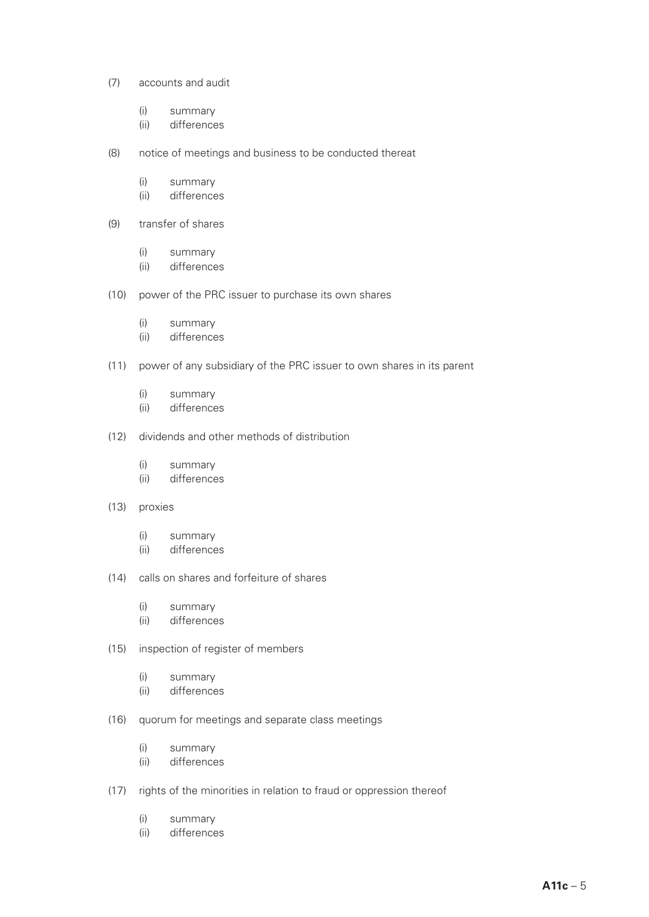(7) accounts and audit

   (i) summary
   (ii) differences

(8) notice of meetings and business to be conducted thereat

   (i) summary
   (ii) differences

(9) transfer of shares

   (i) summary
   (ii) differences

(10) power of the PRC issuer to purchase its own shares

   (i) summary
   (ii) differences

(11) power of any subsidiary of the PRC issuer to own shares in its parent

   (i) summary
   (ii) differences

(12) dividends and other methods of distribution

   (i) summary
   (ii) differences

(13) proxies

   (i) summary
   (ii) differences

(14) calls on shares and forfeiture of shares

   (i) summary
   (ii) differences

(15) inspection of register of members

   (i) summary
   (ii) differences

(16) quorum for meetings and separate class meetings

   (i) summary
   (ii) differences

(17) rights of the minorities in relation to fraud or oppression thereof

   (i) summary
   (ii) differences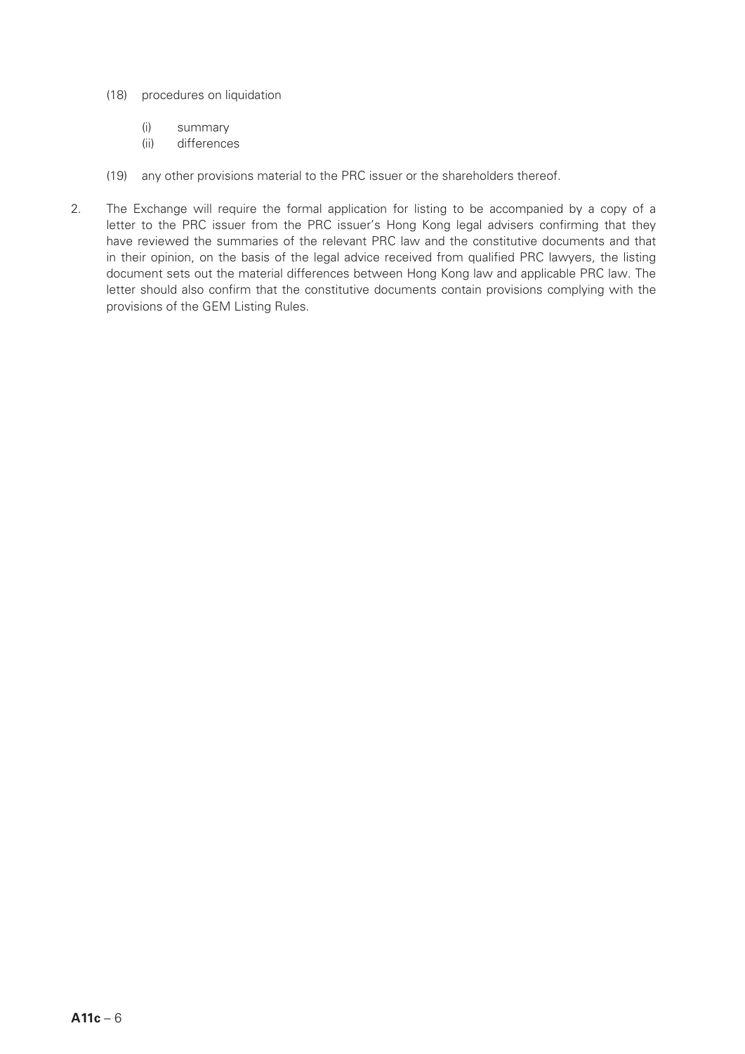(18) procedures on liquidation

   (i) summary
   (ii) differences

(19) any other provisions material to the PRC issuer or the shareholders thereof.

2. The Exchange will require the formal application for listing to be accompanied by a copy of a letter to the PRC issuer from the PRC issuer's Hong Kong legal advisers confirming that they have reviewed the summaries of the relevant PRC law and the constitutive documents and that in their opinion, on the basis of the legal advice received from qualified PRC lawyers, the listing document sets out the material differences between Hong Kong law and applicable PRC law. The letter should also confirm that the constitutive documents contain provisions complying with the provisions of the GEM Listing Rules.